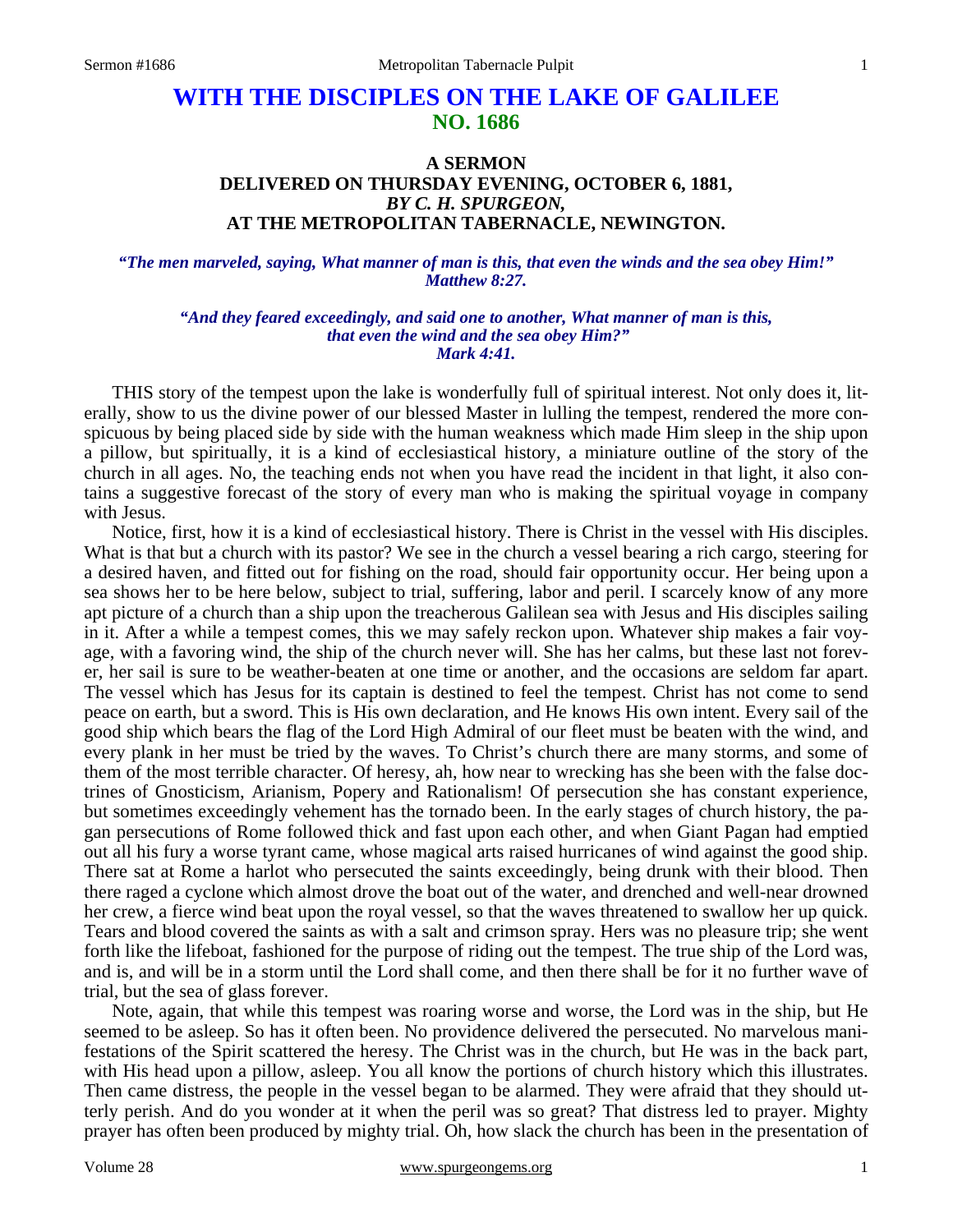# WITH THE DISCIPLES ON THE LAKE OF GALILEE
## NO. 1686

### A SERMON
### DELIVERED ON THURSDAY EVENING, OCTOBER 6, 1881,
### *BY C. H. SPURGEON,*
### AT THE METROPOLITAN TABERNACLE, NEWINGTON.

*"The men marveled, saying, What manner of man is this, that even the winds and the sea obey Him!"*
*Matthew 8:27.*

*"And they feared exceedingly, and said one to another, What manner of man is this, that even the wind and the sea obey Him?"*
*Mark 4:41.*

THIS story of the tempest upon the lake is wonderfully full of spiritual interest. Not only does it, literally, show to us the divine power of our blessed Master in lulling the tempest, rendered the more conspicuous by being placed side by side with the human weakness which made Him sleep in the ship upon a pillow, but spiritually, it is a kind of ecclesiastical history, a miniature outline of the story of the church in all ages. No, the teaching ends not when you have read the incident in that light, it also contains a suggestive forecast of the story of every man who is making the spiritual voyage in company with Jesus.

Notice, first, how it is a kind of ecclesiastical history. There is Christ in the vessel with His disciples. What is that but a church with its pastor? We see in the church a vessel bearing a rich cargo, steering for a desired haven, and fitted out for fishing on the road, should fair opportunity occur. Her being upon a sea shows her to be here below, subject to trial, suffering, labor and peril. I scarcely know of any more apt picture of a church than a ship upon the treacherous Galilean sea with Jesus and His disciples sailing in it. After a while a tempest comes, this we may safely reckon upon. Whatever ship makes a fair voyage, with a favoring wind, the ship of the church never will. She has her calms, but these last not forever, her sail is sure to be weather-beaten at one time or another, and the occasions are seldom far apart. The vessel which has Jesus for its captain is destined to feel the tempest. Christ has not come to send peace on earth, but a sword. This is His own declaration, and He knows His own intent. Every sail of the good ship which bears the flag of the Lord High Admiral of our fleet must be beaten with the wind, and every plank in her must be tried by the waves. To Christ's church there are many storms, and some of them of the most terrible character. Of heresy, ah, how near to wrecking has she been with the false doctrines of Gnosticism, Arianism, Popery and Rationalism! Of persecution she has constant experience, but sometimes exceedingly vehement has the tornado been. In the early stages of church history, the pagan persecutions of Rome followed thick and fast upon each other, and when Giant Pagan had emptied out all his fury a worse tyrant came, whose magical arts raised hurricanes of wind against the good ship. There sat at Rome a harlot who persecuted the saints exceedingly, being drunk with their blood. Then there raged a cyclone which almost drove the boat out of the water, and drenched and well-near drowned her crew, a fierce wind beat upon the royal vessel, so that the waves threatened to swallow her up quick. Tears and blood covered the saints as with a salt and crimson spray. Hers was no pleasure trip; she went forth like the lifeboat, fashioned for the purpose of riding out the tempest. The true ship of the Lord was, and is, and will be in a storm until the Lord shall come, and then there shall be for it no further wave of trial, but the sea of glass forever.

Note, again, that while this tempest was roaring worse and worse, the Lord was in the ship, but He seemed to be asleep. So has it often been. No providence delivered the persecuted. No marvelous manifestations of the Spirit scattered the heresy. The Christ was in the church, but He was in the back part, with His head upon a pillow, asleep. You all know the portions of church history which this illustrates. Then came distress, the people in the vessel began to be alarmed. They were afraid that they should utterly perish. And do you wonder at it when the peril was so great? That distress led to prayer. Mighty prayer has often been produced by mighty trial. Oh, how slack the church has been in the presentation of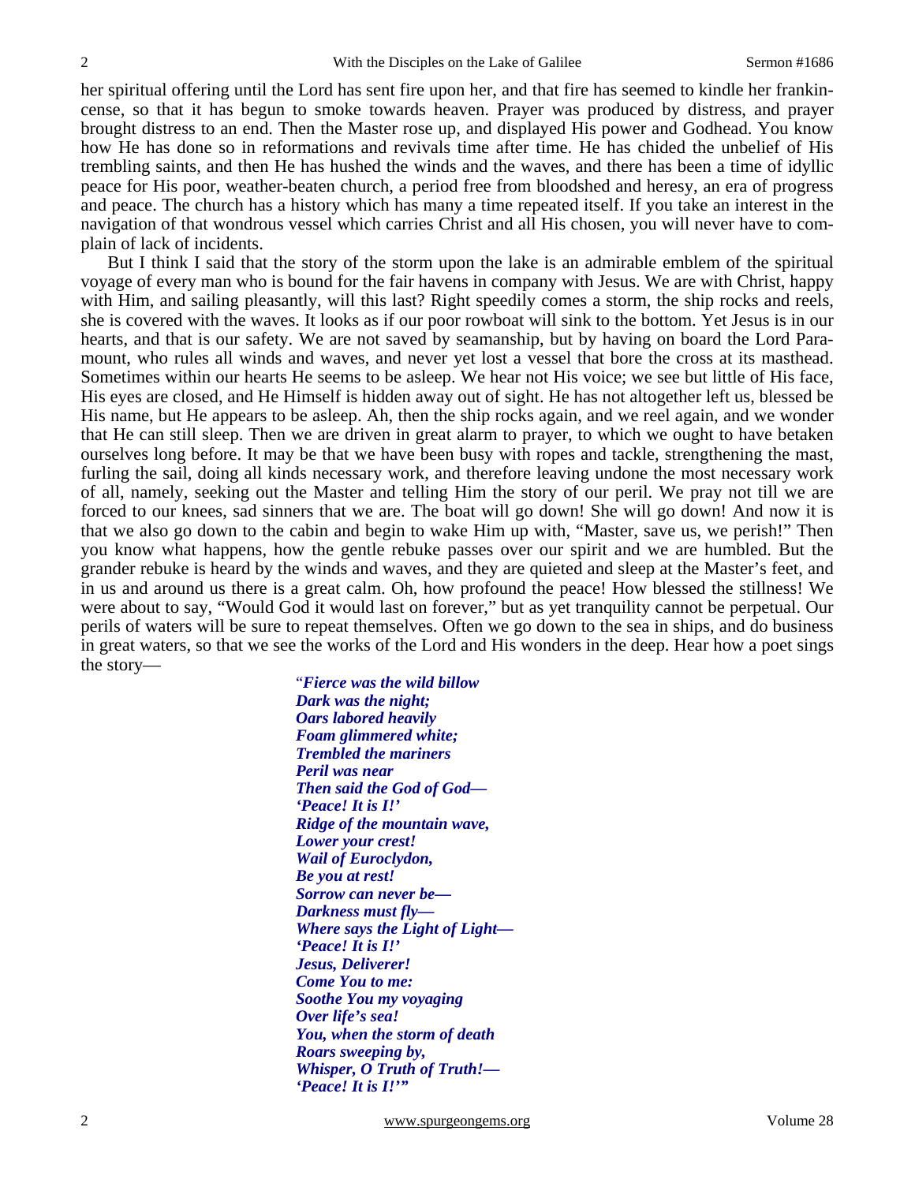her spiritual offering until the Lord has sent fire upon her, and that fire has seemed to kindle her frankincense, so that it has begun to smoke towards heaven. Prayer was produced by distress, and prayer brought distress to an end. Then the Master rose up, and displayed His power and Godhead. You know how He has done so in reformations and revivals time after time. He has chided the unbelief of His trembling saints, and then He has hushed the winds and the waves, and there has been a time of idyllic peace for His poor, weather-beaten church, a period free from bloodshed and heresy, an era of progress and peace. The church has a history which has many a time repeated itself. If you take an interest in the navigation of that wondrous vessel which carries Christ and all His chosen, you will never have to complain of lack of incidents.

But I think I said that the story of the storm upon the lake is an admirable emblem of the spiritual voyage of every man who is bound for the fair havens in company with Jesus. We are with Christ, happy with Him, and sailing pleasantly, will this last? Right speedily comes a storm, the ship rocks and reels, she is covered with the waves. It looks as if our poor rowboat will sink to the bottom. Yet Jesus is in our hearts, and that is our safety. We are not saved by seamanship, but by having on board the Lord Paramount, who rules all winds and waves, and never yet lost a vessel that bore the cross at its masthead. Sometimes within our hearts He seems to be asleep. We hear not His voice; we see but little of His face, His eyes are closed, and He Himself is hidden away out of sight. He has not altogether left us, blessed be His name, but He appears to be asleep. Ah, then the ship rocks again, and we reel again, and we wonder that He can still sleep. Then we are driven in great alarm to prayer, to which we ought to have betaken ourselves long before. It may be that we have been busy with ropes and tackle, strengthening the mast, furling the sail, doing all kinds necessary work, and therefore leaving undone the most necessary work of all, namely, seeking out the Master and telling Him the story of our peril. We pray not till we are forced to our knees, sad sinners that we are. The boat will go down! She will go down! And now it is that we also go down to the cabin and begin to wake Him up with, "Master, save us, we perish!" Then you know what happens, how the gentle rebuke passes over our spirit and we are humbled. But the grander rebuke is heard by the winds and waves, and they are quieted and sleep at the Master's feet, and in us and around us there is a great calm. Oh, how profound the peace! How blessed the stillness! We were about to say, "Would God it would last on forever," but as yet tranquility cannot be perpetual. Our perils of waters will be sure to repeat themselves. Often we go down to the sea in ships, and do business in great waters, so that we see the works of the Lord and His wonders in the deep. Hear how a poet sings the story—

> ***"Fierce was the wild billow***
> ***Dark was the night;***
> ***Oars labored heavily***
> ***Foam glimmered white;***
> ***Trembled the mariners***
> ***Peril was near***
> ***Then said the God of God—***
> ***'Peace! It is I!'***
> ***Ridge of the mountain wave,***
> ***Lower your crest!***
> ***Wail of Euroclydon,***
> ***Be you at rest!***
> ***Sorrow can never be—***
> ***Darkness must fly—***
> ***Where says the Light of Light—***
> ***'Peace! It is I!'***
> ***Jesus, Deliverer!***
> ***Come You to me:***
> ***Soothe You my voyaging***
> ***Over life's sea!***
> ***You, when the storm of death***
> ***Roars sweeping by,***
> ***Whisper, O Truth of Truth!—***
> ***'Peace! It is I!'"***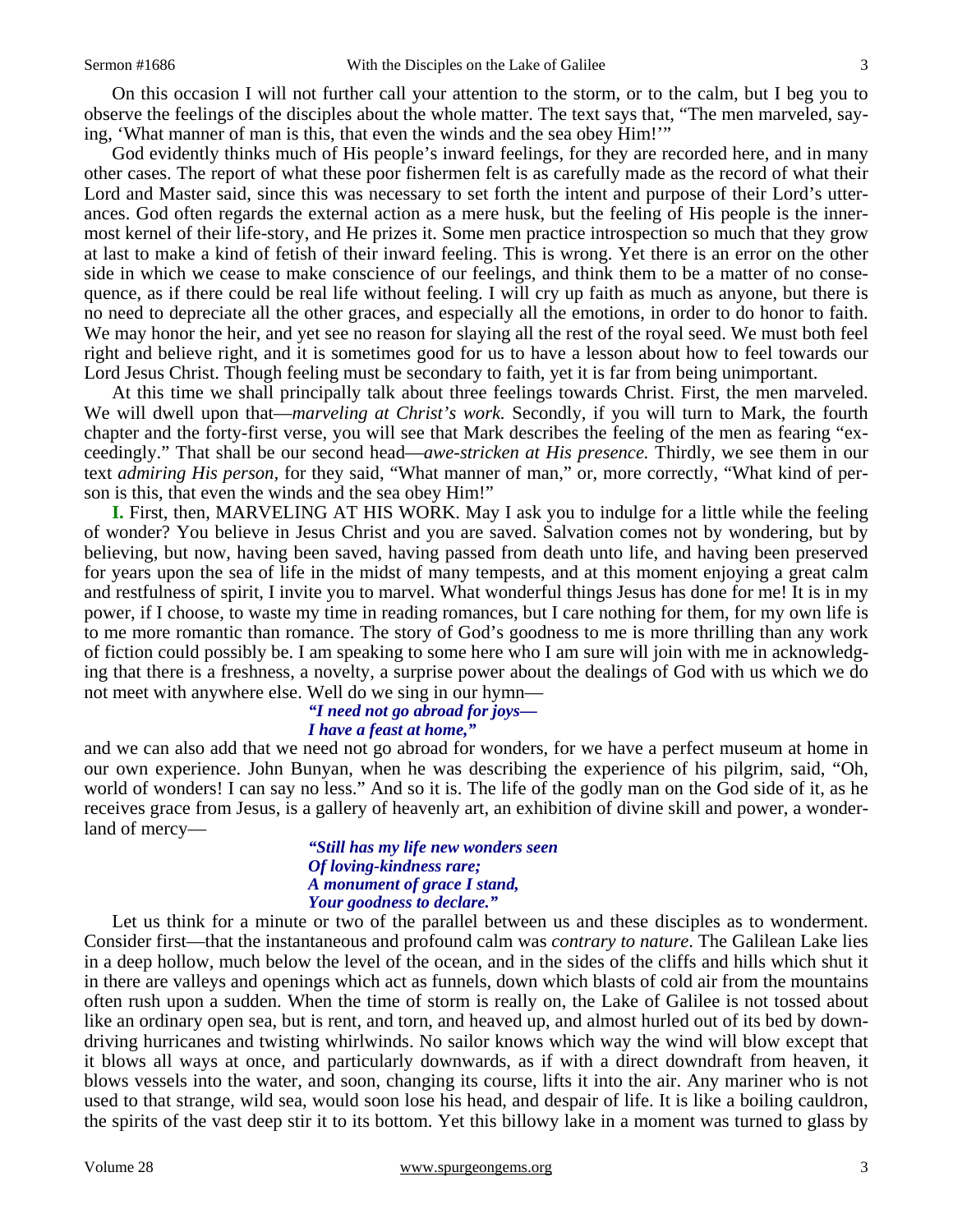On this occasion I will not further call your attention to the storm, or to the calm, but I beg you to observe the feelings of the disciples about the whole matter. The text says that, "The men marveled, saying, 'What manner of man is this, that even the winds and the sea obey Him!'"

God evidently thinks much of His people's inward feelings, for they are recorded here, and in many other cases. The report of what these poor fishermen felt is as carefully made as the record of what their Lord and Master said, since this was necessary to set forth the intent and purpose of their Lord's utterances. God often regards the external action as a mere husk, but the feeling of His people is the innermost kernel of their life-story, and He prizes it. Some men practice introspection so much that they grow at last to make a kind of fetish of their inward feeling. This is wrong. Yet there is an error on the other side in which we cease to make conscience of our feelings, and think them to be a matter of no consequence, as if there could be real life without feeling. I will cry up faith as much as anyone, but there is no need to depreciate all the other graces, and especially all the emotions, in order to do honor to faith. We may honor the heir, and yet see no reason for slaying all the rest of the royal seed. We must both feel right and believe right, and it is sometimes good for us to have a lesson about how to feel towards our Lord Jesus Christ. Though feeling must be secondary to faith, yet it is far from being unimportant.

At this time we shall principally talk about three feelings towards Christ. First, the men marveled. We will dwell upon that—*marveling at Christ's work.* Secondly, if you will turn to Mark, the fourth chapter and the forty-first verse, you will see that Mark describes the feeling of the men as fearing "exceedingly." That shall be our second head—*awe-stricken at His presence.* Thirdly, we see them in our text *admiring His person,* for they said, "What manner of man," or, more correctly, "What kind of person is this, that even the winds and the sea obey Him!"

**I.** First, then, MARVELING AT HIS WORK. May I ask you to indulge for a little while the feeling of wonder? You believe in Jesus Christ and you are saved. Salvation comes not by wondering, but by believing, but now, having been saved, having passed from death unto life, and having been preserved for years upon the sea of life in the midst of many tempests, and at this moment enjoying a great calm and restfulness of spirit, I invite you to marvel. What wonderful things Jesus has done for me! It is in my power, if I choose, to waste my time in reading romances, but I care nothing for them, for my own life is to me more romantic than romance. The story of God's goodness to me is more thrilling than any work of fiction could possibly be. I am speaking to some here who I am sure will join with me in acknowledging that there is a freshness, a novelty, a surprise power about the dealings of God with us which we do not meet with anywhere else. Well do we sing in our hymn—

> ***"I need not go abroad for joys—***
> ***I have a feast at home,"***

and we can also add that we need not go abroad for wonders, for we have a perfect museum at home in our own experience. John Bunyan, when he was describing the experience of his pilgrim, said, "Oh, world of wonders! I can say no less." And so it is. The life of the godly man on the God side of it, as he receives grace from Jesus, is a gallery of heavenly art, an exhibition of divine skill and power, a wonderland of mercy—

> ***"Still has my life new wonders seen***
> ***Of loving-kindness rare;***
> ***A monument of grace I stand,***
> ***Your goodness to declare."***

Let us think for a minute or two of the parallel between us and these disciples as to wonderment. Consider first—that the instantaneous and profound calm was *contrary to nature*. The Galilean Lake lies in a deep hollow, much below the level of the ocean, and in the sides of the cliffs and hills which shut it in there are valleys and openings which act as funnels, down which blasts of cold air from the mountains often rush upon a sudden. When the time of storm is really on, the Lake of Galilee is not tossed about like an ordinary open sea, but is rent, and torn, and heaved up, and almost hurled out of its bed by down-driving hurricanes and twisting whirlwinds. No sailor knows which way the wind will blow except that it blows all ways at once, and particularly downwards, as if with a direct downdraft from heaven, it blows vessels into the water, and soon, changing its course, lifts it into the air. Any mariner who is not used to that strange, wild sea, would soon lose his head, and despair of life. It is like a boiling cauldron, the spirits of the vast deep stir it to its bottom. Yet this billowy lake in a moment was turned to glass by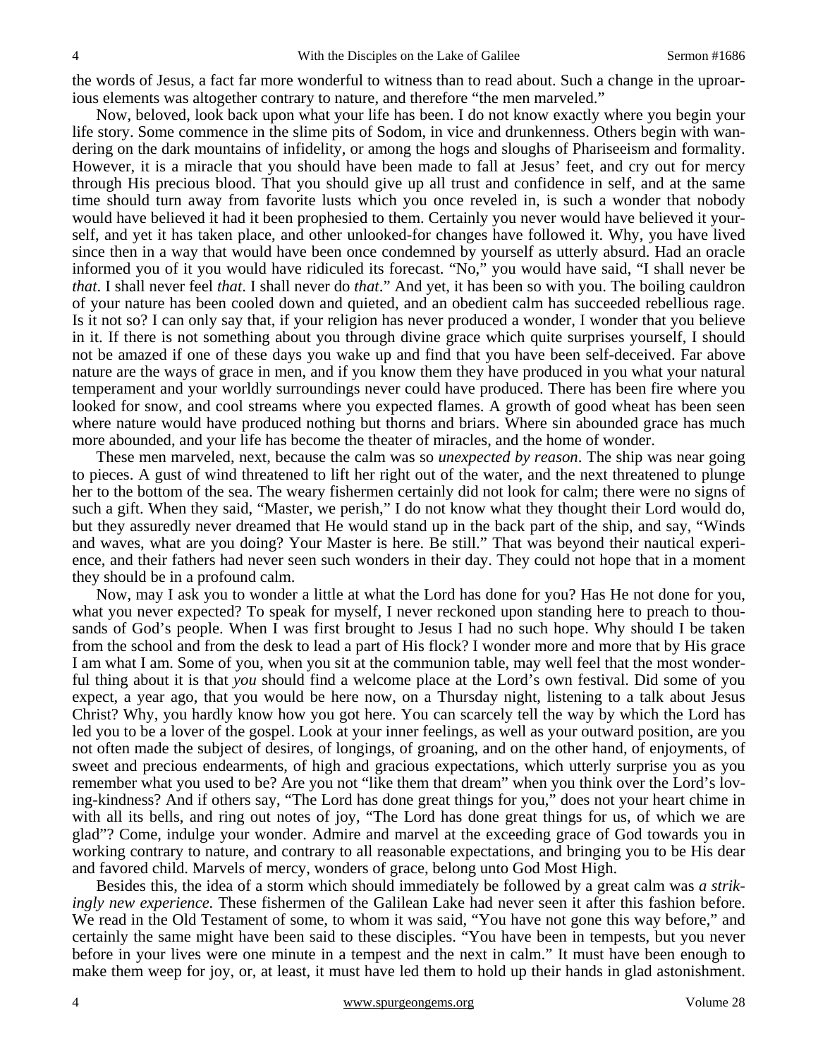the words of Jesus, a fact far more wonderful to witness than to read about. Such a change in the uproarious elements was altogether contrary to nature, and therefore "the men marveled."

Now, beloved, look back upon what your life has been. I do not know exactly where you begin your life story. Some commence in the slime pits of Sodom, in vice and drunkenness. Others begin with wandering on the dark mountains of infidelity, or among the hogs and sloughs of Phariseeism and formality. However, it is a miracle that you should have been made to fall at Jesus' feet, and cry out for mercy through His precious blood. That you should give up all trust and confidence in self, and at the same time should turn away from favorite lusts which you once reveled in, is such a wonder that nobody would have believed it had it been prophesied to them. Certainly you never would have believed it yourself, and yet it has taken place, and other unlooked-for changes have followed it. Why, you have lived since then in a way that would have been once condemned by yourself as utterly absurd. Had an oracle informed you of it you would have ridiculed its forecast. "No," you would have said, "I shall never be *that*. I shall never feel *that*. I shall never do *that*." And yet, it has been so with you. The boiling cauldron of your nature has been cooled down and quieted, and an obedient calm has succeeded rebellious rage. Is it not so? I can only say that, if your religion has never produced a wonder, I wonder that you believe in it. If there is not something about you through divine grace which quite surprises yourself, I should not be amazed if one of these days you wake up and find that you have been self-deceived. Far above nature are the ways of grace in men, and if you know them they have produced in you what your natural temperament and your worldly surroundings never could have produced. There has been fire where you looked for snow, and cool streams where you expected flames. A growth of good wheat has been seen where nature would have produced nothing but thorns and briars. Where sin abounded grace has much more abounded, and your life has become the theater of miracles, and the home of wonder.

These men marveled, next, because the calm was so *unexpected by reason*. The ship was near going to pieces. A gust of wind threatened to lift her right out of the water, and the next threatened to plunge her to the bottom of the sea. The weary fishermen certainly did not look for calm; there were no signs of such a gift. When they said, "Master, we perish," I do not know what they thought their Lord would do, but they assuredly never dreamed that He would stand up in the back part of the ship, and say, "Winds and waves, what are you doing? Your Master is here. Be still." That was beyond their nautical experience, and their fathers had never seen such wonders in their day. They could not hope that in a moment they should be in a profound calm.

Now, may I ask you to wonder a little at what the Lord has done for you? Has He not done for you, what you never expected? To speak for myself, I never reckoned upon standing here to preach to thousands of God's people. When I was first brought to Jesus I had no such hope. Why should I be taken from the school and from the desk to lead a part of His flock? I wonder more and more that by His grace I am what I am. Some of you, when you sit at the communion table, may well feel that the most wonderful thing about it is that *you* should find a welcome place at the Lord's own festival. Did some of you expect, a year ago, that you would be here now, on a Thursday night, listening to a talk about Jesus Christ? Why, you hardly know how you got here. You can scarcely tell the way by which the Lord has led you to be a lover of the gospel. Look at your inner feelings, as well as your outward position, are you not often made the subject of desires, of longings, of groaning, and on the other hand, of enjoyments, of sweet and precious endearments, of high and gracious expectations, which utterly surprise you as you remember what you used to be? Are you not "like them that dream" when you think over the Lord's loving-kindness? And if others say, "The Lord has done great things for you," does not your heart chime in with all its bells, and ring out notes of joy, "The Lord has done great things for us, of which we are glad"? Come, indulge your wonder. Admire and marvel at the exceeding grace of God towards you in working contrary to nature, and contrary to all reasonable expectations, and bringing you to be His dear and favored child. Marvels of mercy, wonders of grace, belong unto God Most High.

Besides this, the idea of a storm which should immediately be followed by a great calm was *a strikingly new experience.* These fishermen of the Galilean Lake had never seen it after this fashion before. We read in the Old Testament of some, to whom it was said, "You have not gone this way before," and certainly the same might have been said to these disciples. "You have been in tempests, but you never before in your lives were one minute in a tempest and the next in calm." It must have been enough to make them weep for joy, or, at least, it must have led them to hold up their hands in glad astonishment.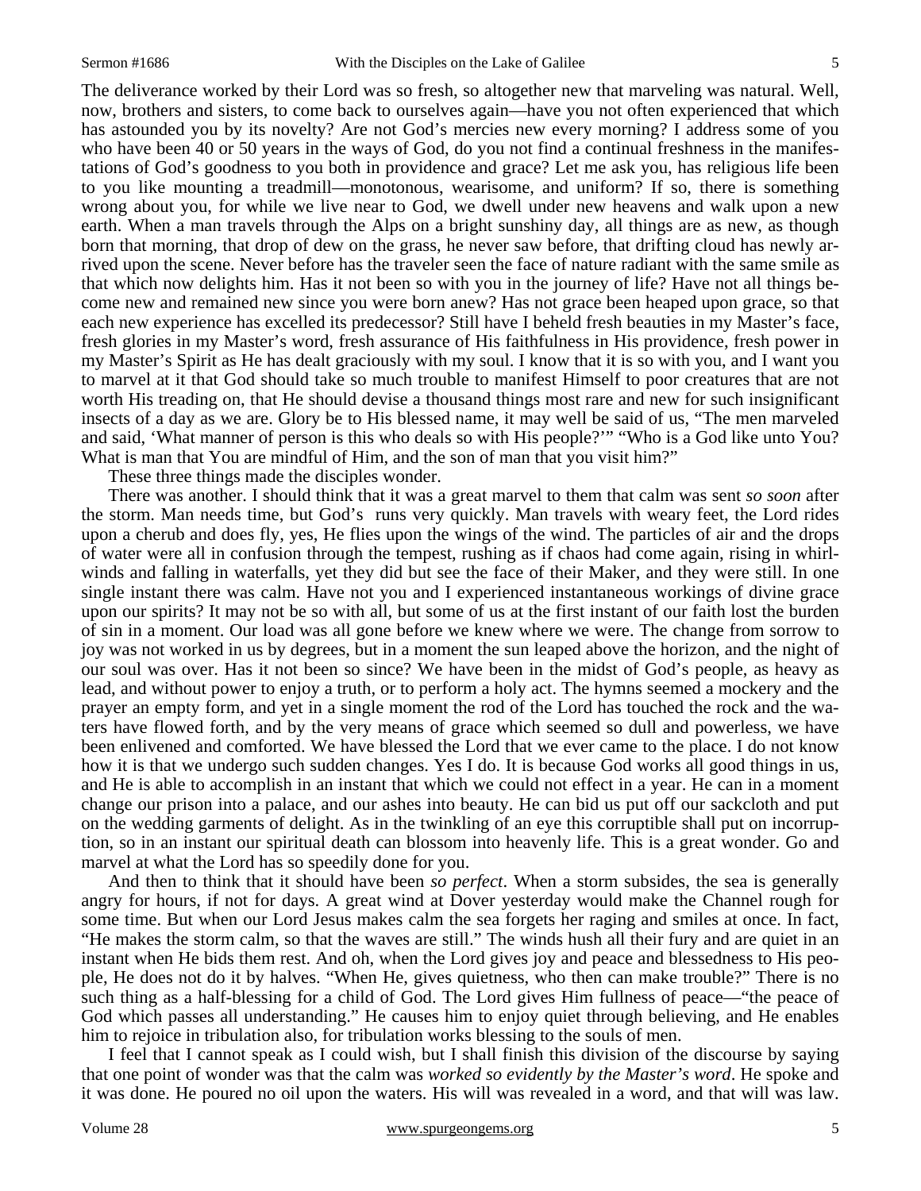The deliverance worked by their Lord was so fresh, so altogether new that marveling was natural. Well, now, brothers and sisters, to come back to ourselves again—have you not often experienced that which has astounded you by its novelty? Are not God's mercies new every morning? I address some of you who have been 40 or 50 years in the ways of God, do you not find a continual freshness in the manifestations of God's goodness to you both in providence and grace? Let me ask you, has religious life been to you like mounting a treadmill—monotonous, wearisome, and uniform? If so, there is something wrong about you, for while we live near to God, we dwell under new heavens and walk upon a new earth. When a man travels through the Alps on a bright sunshiny day, all things are as new, as though born that morning, that drop of dew on the grass, he never saw before, that drifting cloud has newly arrived upon the scene. Never before has the traveler seen the face of nature radiant with the same smile as that which now delights him. Has it not been so with you in the journey of life? Have not all things become new and remained new since you were born anew? Has not grace been heaped upon grace, so that each new experience has excelled its predecessor? Still have I beheld fresh beauties in my Master's face, fresh glories in my Master's word, fresh assurance of His faithfulness in His providence, fresh power in my Master's Spirit as He has dealt graciously with my soul. I know that it is so with you, and I want you to marvel at it that God should take so much trouble to manifest Himself to poor creatures that are not worth His treading on, that He should devise a thousand things most rare and new for such insignificant insects of a day as we are. Glory be to His blessed name, it may well be said of us, "The men marveled and said, 'What manner of person is this who deals so with His people?'" "Who is a God like unto You? What is man that You are mindful of Him, and the son of man that you visit him?"

These three things made the disciples wonder.

There was another. I should think that it was a great marvel to them that calm was sent *so soon* after the storm. Man needs time, but God's  runs very quickly. Man travels with weary feet, the Lord rides upon a cherub and does fly, yes, He flies upon the wings of the wind. The particles of air and the drops of water were all in confusion through the tempest, rushing as if chaos had come again, rising in whirlwinds and falling in waterfalls, yet they did but see the face of their Maker, and they were still. In one single instant there was calm. Have not you and I experienced instantaneous workings of divine grace upon our spirits? It may not be so with all, but some of us at the first instant of our faith lost the burden of sin in a moment. Our load was all gone before we knew where we were. The change from sorrow to joy was not worked in us by degrees, but in a moment the sun leaped above the horizon, and the night of our soul was over. Has it not been so since? We have been in the midst of God's people, as heavy as lead, and without power to enjoy a truth, or to perform a holy act. The hymns seemed a mockery and the prayer an empty form, and yet in a single moment the rod of the Lord has touched the rock and the waters have flowed forth, and by the very means of grace which seemed so dull and powerless, we have been enlivened and comforted. We have blessed the Lord that we ever came to the place. I do not know how it is that we undergo such sudden changes. Yes I do. It is because God works all good things in us, and He is able to accomplish in an instant that which we could not effect in a year. He can in a moment change our prison into a palace, and our ashes into beauty. He can bid us put off our sackcloth and put on the wedding garments of delight. As in the twinkling of an eye this corruptible shall put on incorruption, so in an instant our spiritual death can blossom into heavenly life. This is a great wonder. Go and marvel at what the Lord has so speedily done for you.

And then to think that it should have been *so perfect*. When a storm subsides, the sea is generally angry for hours, if not for days. A great wind at Dover yesterday would make the Channel rough for some time. But when our Lord Jesus makes calm the sea forgets her raging and smiles at once. In fact, "He makes the storm calm, so that the waves are still." The winds hush all their fury and are quiet in an instant when He bids them rest. And oh, when the Lord gives joy and peace and blessedness to His people, He does not do it by halves. "When He, gives quietness, who then can make trouble?" There is no such thing as a half-blessing for a child of God. The Lord gives Him fullness of peace—"the peace of God which passes all understanding." He causes him to enjoy quiet through believing, and He enables him to rejoice in tribulation also, for tribulation works blessing to the souls of men.

I feel that I cannot speak as I could wish, but I shall finish this division of the discourse by saying that one point of wonder was that the calm was *worked so evidently by the Master's word*. He spoke and it was done. He poured no oil upon the waters. His will was revealed in a word, and that will was law.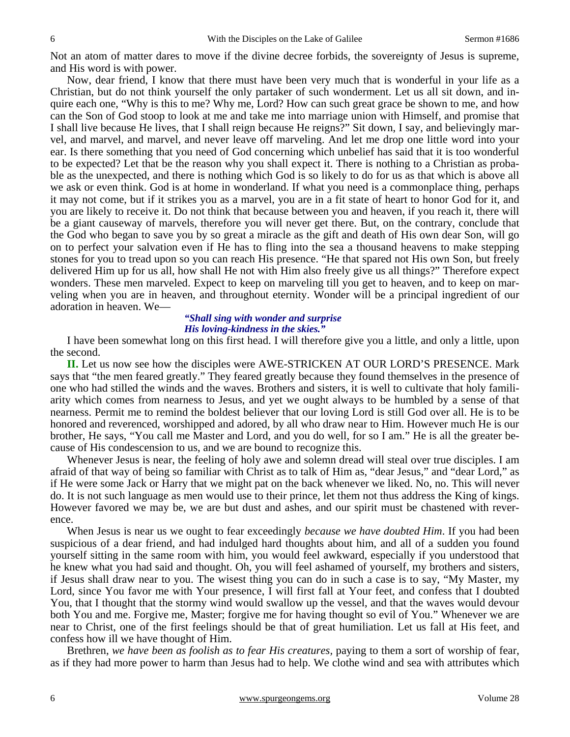Not an atom of matter dares to move if the divine decree forbids, the sovereignty of Jesus is supreme, and His word is with power.

Now, dear friend, I know that there must have been very much that is wonderful in your life as a Christian, but do not think yourself the only partaker of such wonderment. Let us all sit down, and inquire each one, "Why is this to me? Why me, Lord? How can such great grace be shown to me, and how can the Son of God stoop to look at me and take me into marriage union with Himself, and promise that I shall live because He lives, that I shall reign because He reigns?" Sit down, I say, and believingly marvel, and marvel, and marvel, and never leave off marveling. And let me drop one little word into your ear. Is there something that you need of God concerning which unbelief has said that it is too wonderful to be expected? Let that be the reason why you shall expect it. There is nothing to a Christian as probable as the unexpected, and there is nothing which God is so likely to do for us as that which is above all we ask or even think. God is at home in wonderland. If what you need is a commonplace thing, perhaps it may not come, but if it strikes you as a marvel, you are in a fit state of heart to honor God for it, and you are likely to receive it. Do not think that because between you and heaven, if you reach it, there will be a giant causeway of marvels, therefore you will never get there. But, on the contrary, conclude that the God who began to save you by so great a miracle as the gift and death of His own dear Son, will go on to perfect your salvation even if He has to fling into the sea a thousand heavens to make stepping stones for you to tread upon so you can reach His presence. "He that spared not His own Son, but freely delivered Him up for us all, how shall He not with Him also freely give us all things?" Therefore expect wonders. These men marveled. Expect to keep on marveling till you get to heaven, and to keep on marveling when you are in heaven, and throughout eternity. Wonder will be a principal ingredient of our adoration in heaven. We—

> ***"Shall sing with wonder and surprise***
> ***His loving-kindness in the skies."***

I have been somewhat long on this first head. I will therefore give you a little, and only a little, upon the second.

**II.** Let us now see how the disciples were AWE-STRICKEN AT OUR LORD'S PRESENCE. Mark says that "the men feared greatly." They feared greatly because they found themselves in the presence of one who had stilled the winds and the waves. Brothers and sisters, it is well to cultivate that holy familiarity which comes from nearness to Jesus, and yet we ought always to be humbled by a sense of that nearness. Permit me to remind the boldest believer that our loving Lord is still God over all. He is to be honored and reverenced, worshipped and adored, by all who draw near to Him. However much He is our brother, He says, "You call me Master and Lord, and you do well, for so I am." He is all the greater because of His condescension to us, and we are bound to recognize this.

Whenever Jesus is near, the feeling of holy awe and solemn dread will steal over true disciples. I am afraid of that way of being so familiar with Christ as to talk of Him as, "dear Jesus," and "dear Lord," as if He were some Jack or Harry that we might pat on the back whenever we liked. No, no. This will never do. It is not such language as men would use to their prince, let them not thus address the King of kings. However favored we may be, we are but dust and ashes, and our spirit must be chastened with reverence.

When Jesus is near us we ought to fear exceedingly *because we have doubted Him*. If you had been suspicious of a dear friend, and had indulged hard thoughts about him, and all of a sudden you found yourself sitting in the same room with him, you would feel awkward, especially if you understood that he knew what you had said and thought. Oh, you will feel ashamed of yourself, my brothers and sisters, if Jesus shall draw near to you. The wisest thing you can do in such a case is to say, "My Master, my Lord, since You favor me with Your presence, I will first fall at Your feet, and confess that I doubted You, that I thought that the stormy wind would swallow up the vessel, and that the waves would devour both You and me. Forgive me, Master; forgive me for having thought so evil of You." Whenever we are near to Christ, one of the first feelings should be that of great humiliation. Let us fall at His feet, and confess how ill we have thought of Him.

Brethren, *we have been as foolish as to fear His creatures*, paying to them a sort of worship of fear, as if they had more power to harm than Jesus had to help. We clothe wind and sea with attributes which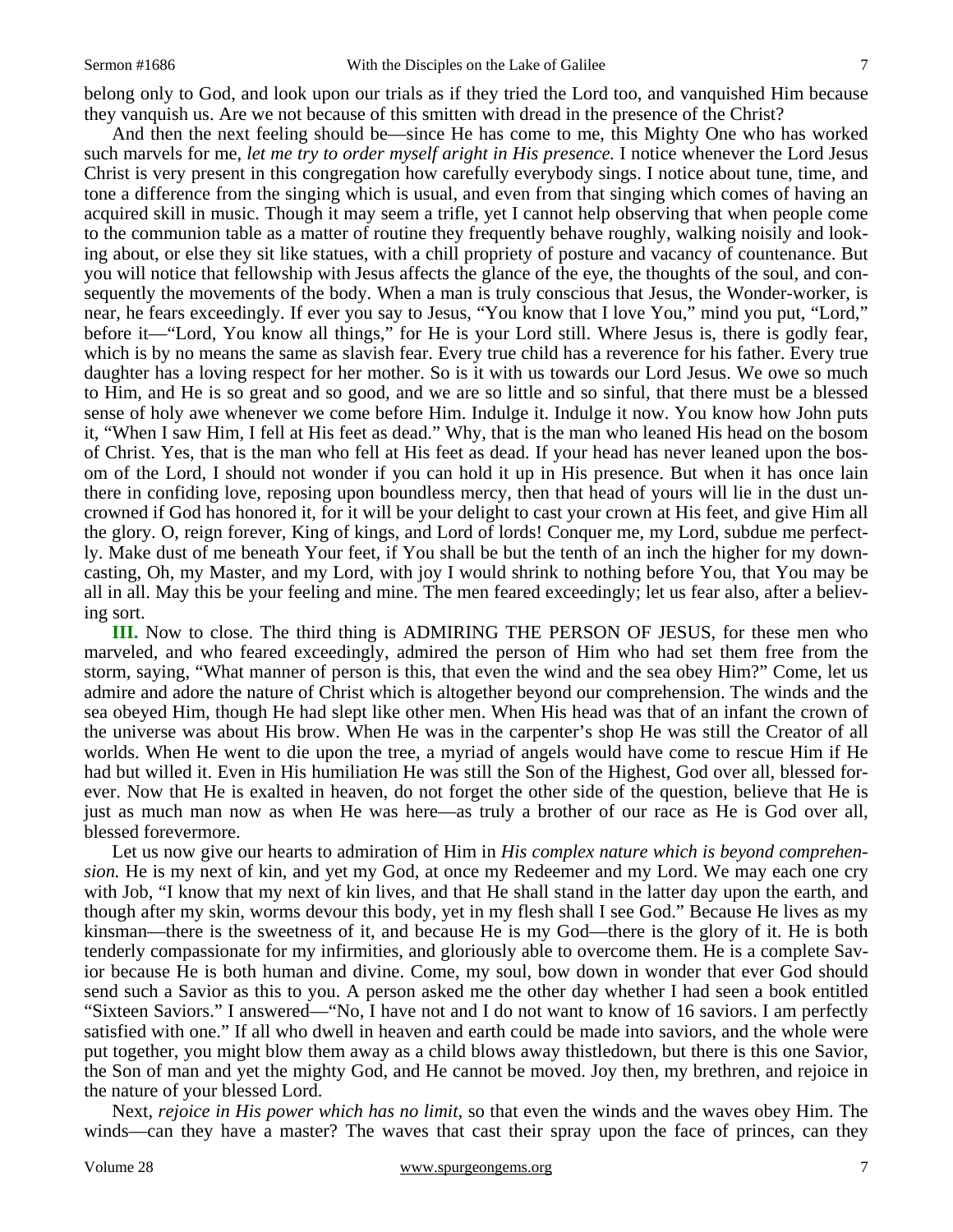belong only to God, and look upon our trials as if they tried the Lord too, and vanquished Him because they vanquish us. Are we not because of this smitten with dread in the presence of the Christ?

And then the next feeling should be—since He has come to me, this Mighty One who has worked such marvels for me, *let me try to order myself aright in His presence.* I notice whenever the Lord Jesus Christ is very present in this congregation how carefully everybody sings. I notice about tune, time, and tone a difference from the singing which is usual, and even from that singing which comes of having an acquired skill in music. Though it may seem a trifle, yet I cannot help observing that when people come to the communion table as a matter of routine they frequently behave roughly, walking noisily and looking about, or else they sit like statues, with a chill propriety of posture and vacancy of countenance. But you will notice that fellowship with Jesus affects the glance of the eye, the thoughts of the soul, and consequently the movements of the body. When a man is truly conscious that Jesus, the Wonder-worker, is near, he fears exceedingly. If ever you say to Jesus, "You know that I love You," mind you put, "Lord," before it—"Lord, You know all things," for He is your Lord still. Where Jesus is, there is godly fear, which is by no means the same as slavish fear. Every true child has a reverence for his father. Every true daughter has a loving respect for her mother. So is it with us towards our Lord Jesus. We owe so much to Him, and He is so great and so good, and we are so little and so sinful, that there must be a blessed sense of holy awe whenever we come before Him. Indulge it. Indulge it now. You know how John puts it, "When I saw Him, I fell at His feet as dead." Why, that is the man who leaned His head on the bosom of Christ. Yes, that is the man who fell at His feet as dead. If your head has never leaned upon the bosom of the Lord, I should not wonder if you can hold it up in His presence. But when it has once lain there in confiding love, reposing upon boundless mercy, then that head of yours will lie in the dust uncrowned if God has honored it, for it will be your delight to cast your crown at His feet, and give Him all the glory. O, reign forever, King of kings, and Lord of lords! Conquer me, my Lord, subdue me perfectly. Make dust of me beneath Your feet, if You shall be but the tenth of an inch the higher for my downcasting, Oh, my Master, and my Lord, with joy I would shrink to nothing before You, that You may be all in all. May this be your feeling and mine. The men feared exceedingly; let us fear also, after a believing sort.

**III.** Now to close. The third thing is ADMIRING THE PERSON OF JESUS, for these men who marveled, and who feared exceedingly, admired the person of Him who had set them free from the storm, saying, "What manner of person is this, that even the wind and the sea obey Him?" Come, let us admire and adore the nature of Christ which is altogether beyond our comprehension. The winds and the sea obeyed Him, though He had slept like other men. When His head was that of an infant the crown of the universe was about His brow. When He was in the carpenter's shop He was still the Creator of all worlds. When He went to die upon the tree, a myriad of angels would have come to rescue Him if He had but willed it. Even in His humiliation He was still the Son of the Highest, God over all, blessed forever. Now that He is exalted in heaven, do not forget the other side of the question, believe that He is just as much man now as when He was here—as truly a brother of our race as He is God over all, blessed forevermore.

Let us now give our hearts to admiration of Him in *His complex nature which is beyond comprehension.* He is my next of kin, and yet my God, at once my Redeemer and my Lord. We may each one cry with Job, "I know that my next of kin lives, and that He shall stand in the latter day upon the earth, and though after my skin, worms devour this body, yet in my flesh shall I see God." Because He lives as my kinsman—there is the sweetness of it, and because He is my God—there is the glory of it. He is both tenderly compassionate for my infirmities, and gloriously able to overcome them. He is a complete Savior because He is both human and divine. Come, my soul, bow down in wonder that ever God should send such a Savior as this to you. A person asked me the other day whether I had seen a book entitled "Sixteen Saviors." I answered—"No, I have not and I do not want to know of 16 saviors. I am perfectly satisfied with one." If all who dwell in heaven and earth could be made into saviors, and the whole were put together, you might blow them away as a child blows away thistledown, but there is this one Savior, the Son of man and yet the mighty God, and He cannot be moved. Joy then, my brethren, and rejoice in the nature of your blessed Lord.

Next, *rejoice in His power which has no limit,* so that even the winds and the waves obey Him. The winds—can they have a master? The waves that cast their spray upon the face of princes, can they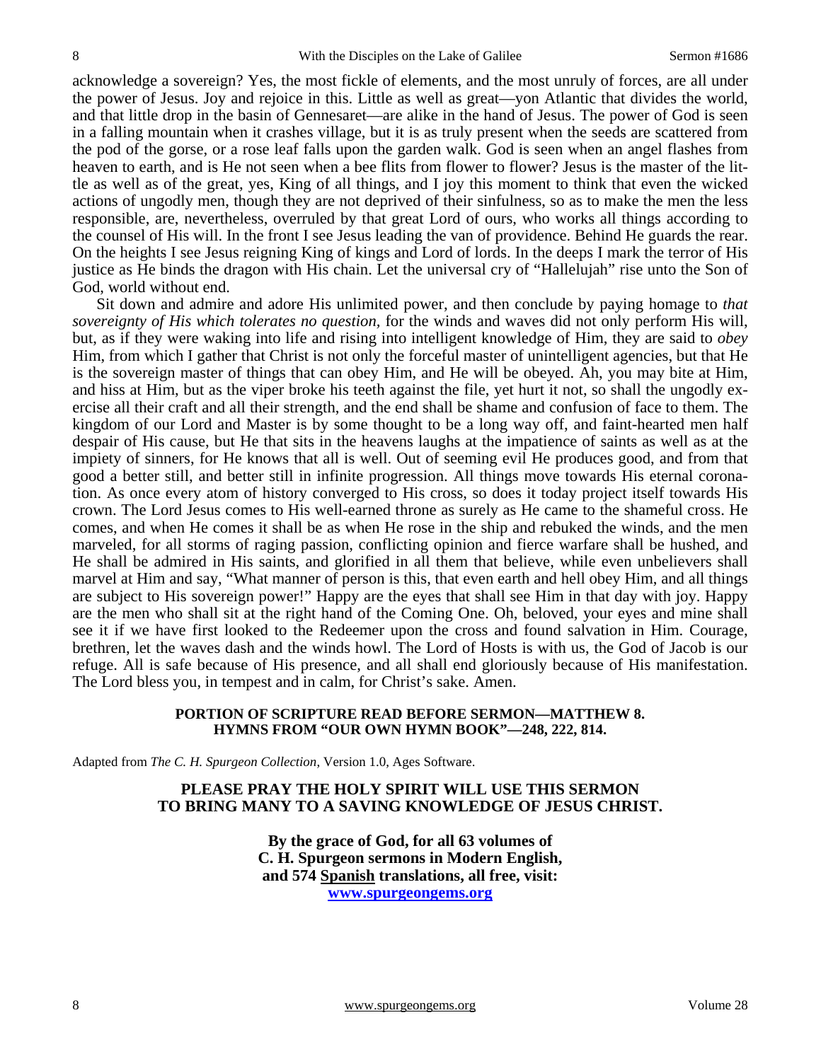acknowledge a sovereign? Yes, the most fickle of elements, and the most unruly of forces, are all under the power of Jesus. Joy and rejoice in this. Little as well as great—yon Atlantic that divides the world, and that little drop in the basin of Gennesaret—are alike in the hand of Jesus. The power of God is seen in a falling mountain when it crashes village, but it is as truly present when the seeds are scattered from the pod of the gorse, or a rose leaf falls upon the garden walk. God is seen when an angel flashes from heaven to earth, and is He not seen when a bee flits from flower to flower? Jesus is the master of the little as well as of the great, yes, King of all things, and I joy this moment to think that even the wicked actions of ungodly men, though they are not deprived of their sinfulness, so as to make the men the less responsible, are, nevertheless, overruled by that great Lord of ours, who works all things according to the counsel of His will. In the front I see Jesus leading the van of providence. Behind He guards the rear. On the heights I see Jesus reigning King of kings and Lord of lords. In the deeps I mark the terror of His justice as He binds the dragon with His chain. Let the universal cry of "Hallelujah" rise unto the Son of God, world without end.

Sit down and admire and adore His unlimited power, and then conclude by paying homage to *that sovereignty of His which tolerates no question,* for the winds and waves did not only perform His will, but, as if they were waking into life and rising into intelligent knowledge of Him, they are said to *obey* Him, from which I gather that Christ is not only the forceful master of unintelligent agencies, but that He is the sovereign master of things that can obey Him, and He will be obeyed. Ah, you may bite at Him, and hiss at Him, but as the viper broke his teeth against the file, yet hurt it not, so shall the ungodly exercise all their craft and all their strength, and the end shall be shame and confusion of face to them. The kingdom of our Lord and Master is by some thought to be a long way off, and faint-hearted men half despair of His cause, but He that sits in the heavens laughs at the impatience of saints as well as at the impiety of sinners, for He knows that all is well. Out of seeming evil He produces good, and from that good a better still, and better still in infinite progression. All things move towards His eternal coronation. As once every atom of history converged to His cross, so does it today project itself towards His crown. The Lord Jesus comes to His well-earned throne as surely as He came to the shameful cross. He comes, and when He comes it shall be as when He rose in the ship and rebuked the winds, and the men marveled, for all storms of raging passion, conflicting opinion and fierce warfare shall be hushed, and He shall be admired in His saints, and glorified in all them that believe, while even unbelievers shall marvel at Him and say, "What manner of person is this, that even earth and hell obey Him, and all things are subject to His sovereign power!" Happy are the eyes that shall see Him in that day with joy. Happy are the men who shall sit at the right hand of the Coming One. Oh, beloved, your eyes and mine shall see it if we have first looked to the Redeemer upon the cross and found salvation in Him. Courage, brethren, let the waves dash and the winds howl. The Lord of Hosts is with us, the God of Jacob is our refuge. All is safe because of His presence, and all shall end gloriously because of His manifestation. The Lord bless you, in tempest and in calm, for Christ's sake. Amen.

**PORTION OF SCRIPTURE READ BEFORE SERMON—MATTHEW 8.**
**HYMNS FROM "OUR OWN HYMN BOOK"—248, 222, 814.**

Adapted from *The C. H. Spurgeon Collection*, Version 1.0, Ages Software.

**PLEASE PRAY THE HOLY SPIRIT WILL USE THIS SERMON TO BRING MANY TO A SAVING KNOWLEDGE OF JESUS CHRIST.**

**By the grace of God, for all 63 volumes of C. H. Spurgeon sermons in Modern English, and 574 Spanish translations, all free, visit: www.spurgeongems.org**